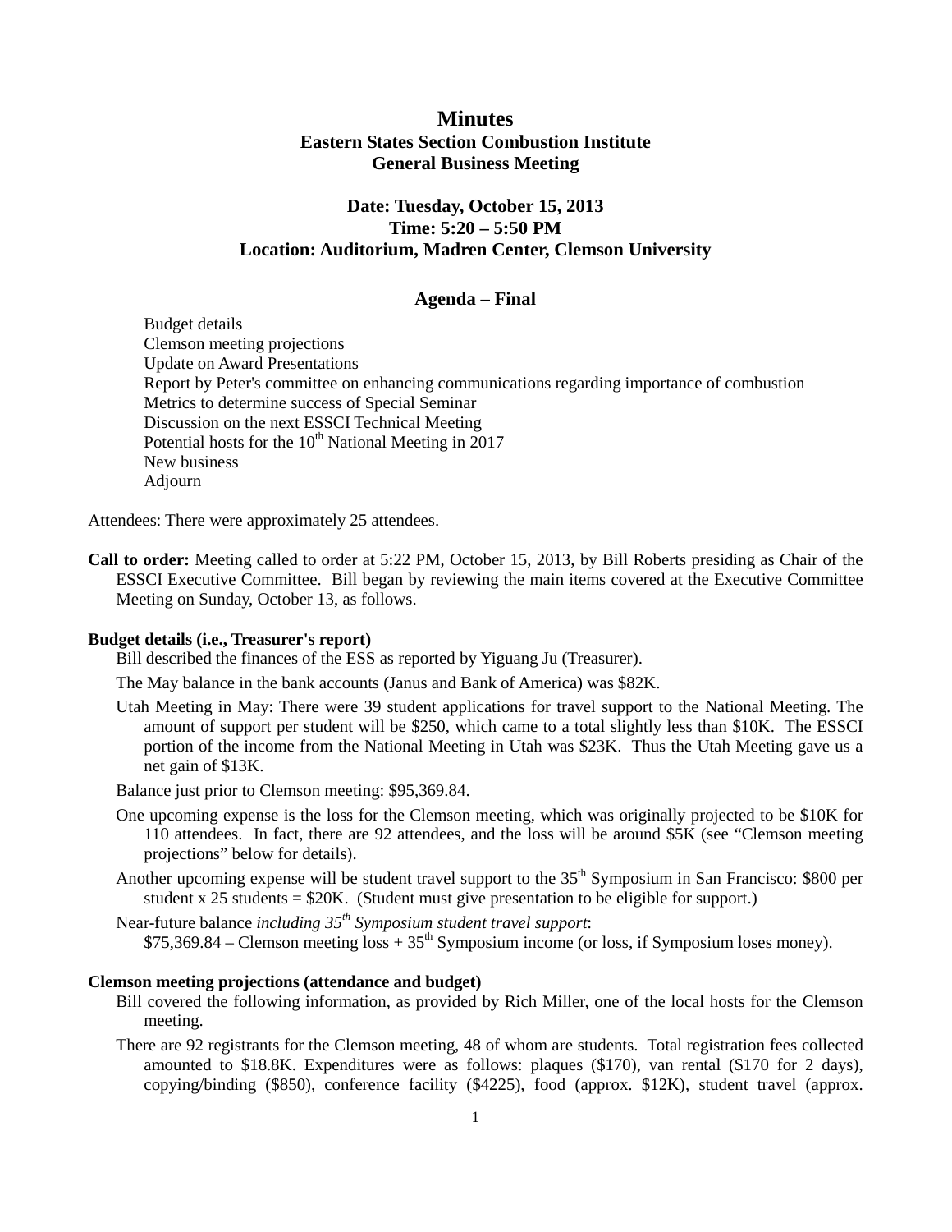# Minutes

## Eastern States Section Combustion Institute
## General Business Meeting

### Date: Tuesday, October 15, 2013
### Time: 5:20 – 5:50 PM
### Location: Auditorium, Madren Center, Clemson University

### Agenda – Final

Budget details
Clemson meeting projections
Update on Award Presentations
Report by Peter's committee on enhancing communications regarding importance of combustion
Metrics to determine success of Special Seminar
Discussion on the next ESSCI Technical Meeting
Potential hosts for the 10th National Meeting in 2017
New business
Adjourn

Attendees: There were approximately 25 attendees.

**Call to order:** Meeting called to order at 5:22 PM, October 15, 2013, by Bill Roberts presiding as Chair of the ESSCI Executive Committee. Bill began by reviewing the main items covered at the Executive Committee Meeting on Sunday, October 13, as follows.

**Budget details (i.e., Treasurer's report)**

Bill described the finances of the ESS as reported by Yiguang Ju (Treasurer).

The May balance in the bank accounts (Janus and Bank of America) was $82K.

Utah Meeting in May: There were 39 student applications for travel support to the National Meeting. The amount of support per student will be $250, which came to a total slightly less than $10K. The ESSCI portion of the income from the National Meeting in Utah was $23K. Thus the Utah Meeting gave us a net gain of $13K.

Balance just prior to Clemson meeting: $95,369.84.

One upcoming expense is the loss for the Clemson meeting, which was originally projected to be $10K for 110 attendees. In fact, there are 92 attendees, and the loss will be around $5K (see "Clemson meeting projections" below for details).

Another upcoming expense will be student travel support to the 35th Symposium in San Francisco: $800 per student x 25 students = $20K. (Student must give presentation to be eligible for support.)

Near-future balance *including 35th Symposium student travel support*:
$75,369.84 – Clemson meeting loss + 35th Symposium income (or loss, if Symposium loses money).

**Clemson meeting projections (attendance and budget)**

Bill covered the following information, as provided by Rich Miller, one of the local hosts for the Clemson meeting.

There are 92 registrants for the Clemson meeting, 48 of whom are students. Total registration fees collected amounted to $18.8K. Expenditures were as follows: plaques ($170), van rental ($170 for 2 days), copying/binding ($850), conference facility ($4225), food (approx. $12K), student travel (approx.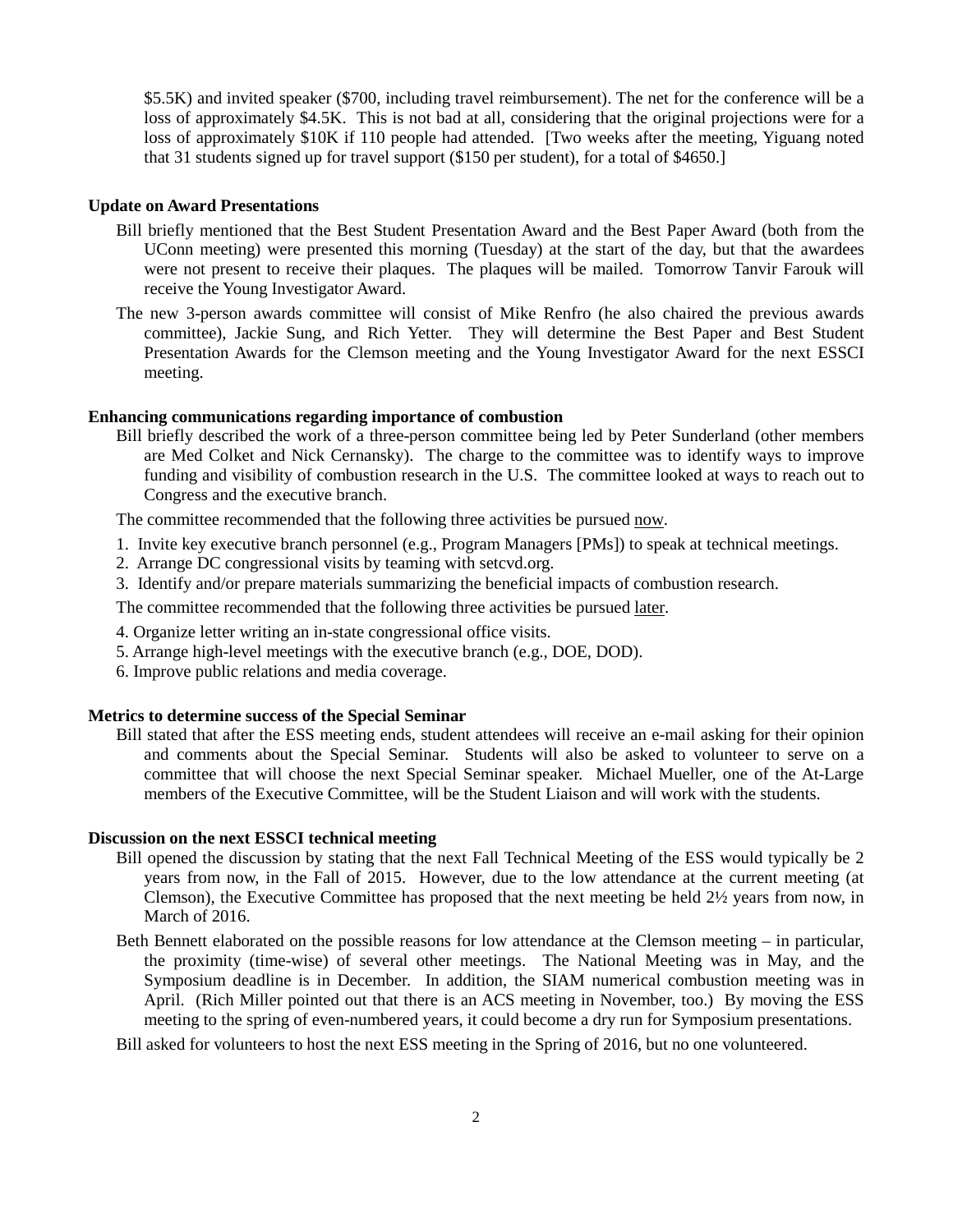$5.5K) and invited speaker ($700, including travel reimbursement). The net for the conference will be a loss of approximately $4.5K. This is not bad at all, considering that the original projections were for a loss of approximately $10K if 110 people had attended. [Two weeks after the meeting, Yiguang noted that 31 students signed up for travel support ($150 per student), for a total of $4650.]

**Update on Award Presentations**

Bill briefly mentioned that the Best Student Presentation Award and the Best Paper Award (both from the UConn meeting) were presented this morning (Tuesday) at the start of the day, but that the awardees were not present to receive their plaques. The plaques will be mailed. Tomorrow Tanvir Farouk will receive the Young Investigator Award.

The new 3-person awards committee will consist of Mike Renfro (he also chaired the previous awards committee), Jackie Sung, and Rich Yetter. They will determine the Best Paper and Best Student Presentation Awards for the Clemson meeting and the Young Investigator Award for the next ESSCI meeting.

**Enhancing communications regarding importance of combustion**

Bill briefly described the work of a three-person committee being led by Peter Sunderland (other members are Med Colket and Nick Cernansky). The charge to the committee was to identify ways to improve funding and visibility of combustion research in the U.S. The committee looked at ways to reach out to Congress and the executive branch.

The committee recommended that the following three activities be pursued <u>now</u>.

1. Invite key executive branch personnel (e.g., Program Managers [PMs]) to speak at technical meetings.
2. Arrange DC congressional visits by teaming with setcvd.org.
3. Identify and/or prepare materials summarizing the beneficial impacts of combustion research.

The committee recommended that the following three activities be pursued <u>later</u>.

4. Organize letter writing an in-state congressional office visits.
5. Arrange high-level meetings with the executive branch (e.g., DOE, DOD).
6. Improve public relations and media coverage.

**Metrics to determine success of the Special Seminar**

Bill stated that after the ESS meeting ends, student attendees will receive an e-mail asking for their opinion and comments about the Special Seminar. Students will also be asked to volunteer to serve on a committee that will choose the next Special Seminar speaker. Michael Mueller, one of the At-Large members of the Executive Committee, will be the Student Liaison and will work with the students.

**Discussion on the next ESSCI technical meeting**

Bill opened the discussion by stating that the next Fall Technical Meeting of the ESS would typically be 2 years from now, in the Fall of 2015. However, due to the low attendance at the current meeting (at Clemson), the Executive Committee has proposed that the next meeting be held 2½ years from now, in March of 2016.

Beth Bennett elaborated on the possible reasons for low attendance at the Clemson meeting – in particular, the proximity (time-wise) of several other meetings. The National Meeting was in May, and the Symposium deadline is in December. In addition, the SIAM numerical combustion meeting was in April. (Rich Miller pointed out that there is an ACS meeting in November, too.) By moving the ESS meeting to the spring of even-numbered years, it could become a dry run for Symposium presentations.

Bill asked for volunteers to host the next ESS meeting in the Spring of 2016, but no one volunteered.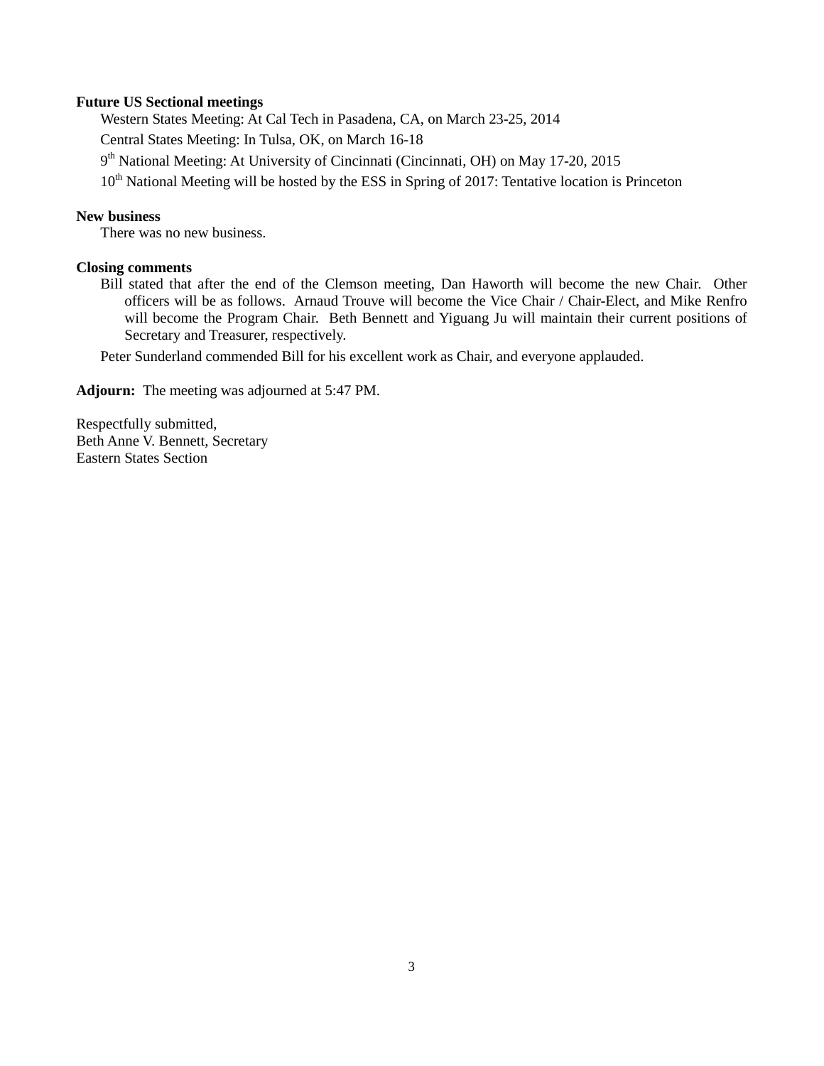**Future US Sectional meetings**

Western States Meeting: At Cal Tech in Pasadena, CA, on March 23-25, 2014

Central States Meeting: In Tulsa, OK, on March 16-18

9th National Meeting: At University of Cincinnati (Cincinnati, OH) on May 17-20, 2015

10th National Meeting will be hosted by the ESS in Spring of 2017: Tentative location is Princeton

**New business**

There was no new business.

**Closing comments**

Bill stated that after the end of the Clemson meeting, Dan Haworth will become the new Chair. Other officers will be as follows. Arnaud Trouve will become the Vice Chair / Chair-Elect, and Mike Renfro will become the Program Chair. Beth Bennett and Yiguang Ju will maintain their current positions of Secretary and Treasurer, respectively.

Peter Sunderland commended Bill for his excellent work as Chair, and everyone applauded.

**Adjourn:** The meeting was adjourned at 5:47 PM.

Respectfully submitted,
Beth Anne V. Bennett, Secretary
Eastern States Section